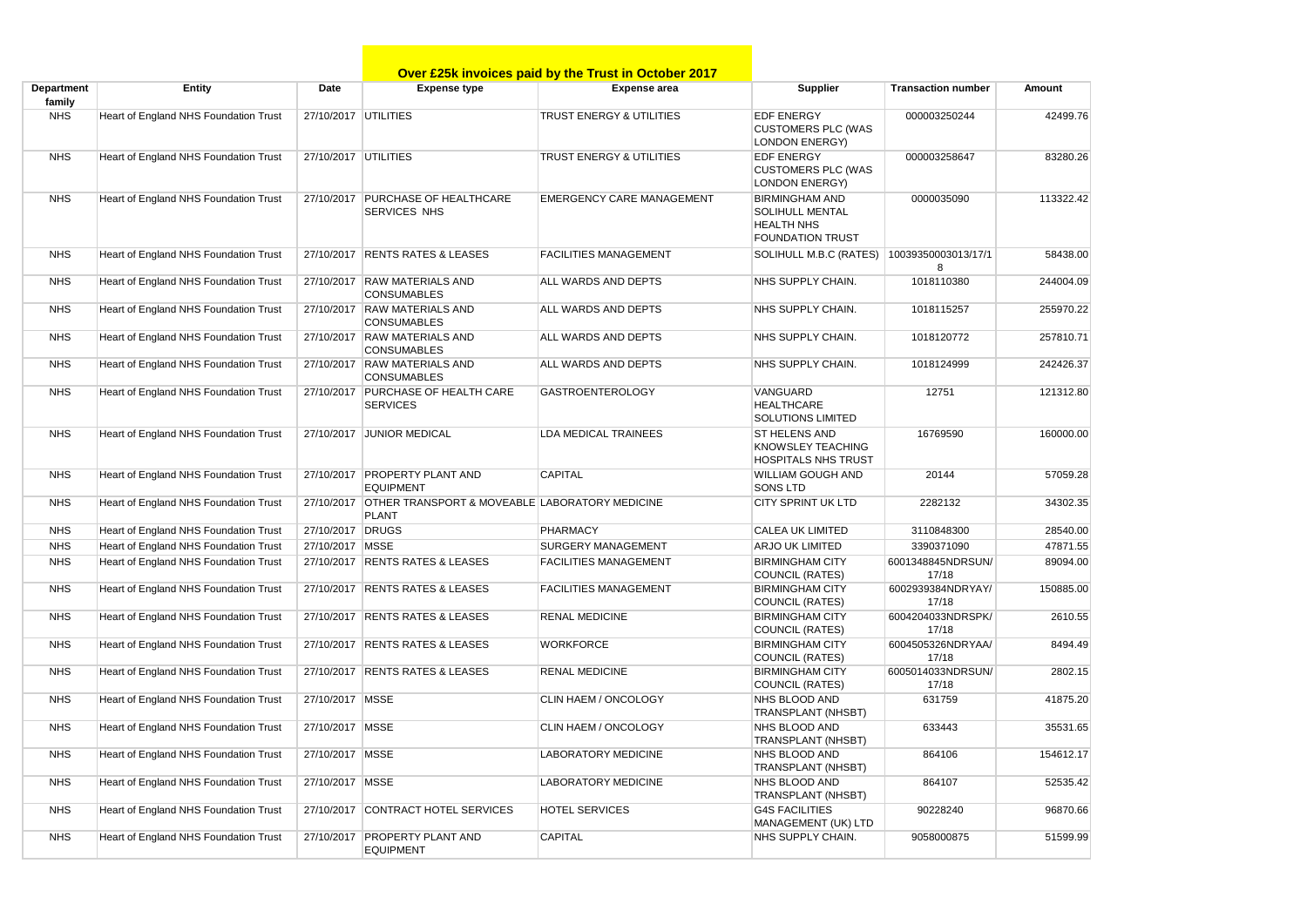## Over £25k invoices paid by the Trust in October 2017

| Department family | Entity | Date | Expense type | Expense area | Supplier | Transaction number | Amount |
|---|---|---|---|---|---|---|---|
| NHS | Heart of England NHS Foundation Trust | 27/10/2017 | UTILITIES | TRUST ENERGY & UTILITIES | EDF ENERGY CUSTOMERS PLC (WAS LONDON ENERGY) | 000003250244 | 42499.76 |
| NHS | Heart of England NHS Foundation Trust | 27/10/2017 | UTILITIES | TRUST ENERGY & UTILITIES | EDF ENERGY CUSTOMERS PLC (WAS LONDON ENERGY) | 000003258647 | 83280.26 |
| NHS | Heart of England NHS Foundation Trust | 27/10/2017 | PURCHASE OF HEALTHCARE SERVICES NHS | EMERGENCY CARE MANAGEMENT | BIRMINGHAM AND SOLIHULL MENTAL HEALTH NHS FOUNDATION TRUST | 0000035090 | 113322.42 |
| NHS | Heart of England NHS Foundation Trust | 27/10/2017 | RENTS RATES & LEASES | FACILITIES MANAGEMENT | SOLIHULL M.B.C (RATES) | 10039350003013/17/18 | 58438.00 |
| NHS | Heart of England NHS Foundation Trust | 27/10/2017 | RAW MATERIALS AND CONSUMABLES | ALL WARDS AND DEPTS | NHS SUPPLY CHAIN. | 1018110380 | 244004.09 |
| NHS | Heart of England NHS Foundation Trust | 27/10/2017 | RAW MATERIALS AND CONSUMABLES | ALL WARDS AND DEPTS | NHS SUPPLY CHAIN. | 1018115257 | 255970.22 |
| NHS | Heart of England NHS Foundation Trust | 27/10/2017 | RAW MATERIALS AND CONSUMABLES | ALL WARDS AND DEPTS | NHS SUPPLY CHAIN. | 1018120772 | 257810.71 |
| NHS | Heart of England NHS Foundation Trust | 27/10/2017 | RAW MATERIALS AND CONSUMABLES | ALL WARDS AND DEPTS | NHS SUPPLY CHAIN. | 1018124999 | 242426.37 |
| NHS | Heart of England NHS Foundation Trust | 27/10/2017 | PURCHASE OF HEALTH CARE SERVICES | GASTROENTEROLOGY | VANGUARD HEALTHCARE SOLUTIONS LIMITED | 12751 | 121312.80 |
| NHS | Heart of England NHS Foundation Trust | 27/10/2017 | JUNIOR MEDICAL | LDA MEDICAL TRAINEES | ST HELENS AND KNOWSLEY TEACHING HOSPITALS NHS TRUST | 16769590 | 160000.00 |
| NHS | Heart of England NHS Foundation Trust | 27/10/2017 | PROPERTY PLANT AND EQUIPMENT | CAPITAL | WILLIAM GOUGH AND SONS LTD | 20144 | 57059.28 |
| NHS | Heart of England NHS Foundation Trust | 27/10/2017 | OTHER TRANSPORT & MOVEABLE PLANT | LABORATORY MEDICINE | CITY SPRINT UK LTD | 2282132 | 34302.35 |
| NHS | Heart of England NHS Foundation Trust | 27/10/2017 | DRUGS | PHARMACY | CALEA UK LIMITED | 3110848300 | 28540.00 |
| NHS | Heart of England NHS Foundation Trust | 27/10/2017 | MSSE | SURGERY MANAGEMENT | ARJO UK LIMITED | 3390371090 | 47871.55 |
| NHS | Heart of England NHS Foundation Trust | 27/10/2017 | RENTS RATES & LEASES | FACILITIES MANAGEMENT | BIRMINGHAM CITY COUNCIL (RATES) | 6001348845NDRSUN/17/18 | 89094.00 |
| NHS | Heart of England NHS Foundation Trust | 27/10/2017 | RENTS RATES & LEASES | FACILITIES MANAGEMENT | BIRMINGHAM CITY COUNCIL (RATES) | 6002939384NDRYAY/17/18 | 150885.00 |
| NHS | Heart of England NHS Foundation Trust | 27/10/2017 | RENTS RATES & LEASES | RENAL MEDICINE | BIRMINGHAM CITY COUNCIL (RATES) | 6004204033NDRSPK/17/18 | 2610.55 |
| NHS | Heart of England NHS Foundation Trust | 27/10/2017 | RENTS RATES & LEASES | WORKFORCE | BIRMINGHAM CITY COUNCIL (RATES) | 6004505326NDRYAA/17/18 | 8494.49 |
| NHS | Heart of England NHS Foundation Trust | 27/10/2017 | RENTS RATES & LEASES | RENAL MEDICINE | BIRMINGHAM CITY COUNCIL (RATES) | 6005014033NDRSUN/17/18 | 2802.15 |
| NHS | Heart of England NHS Foundation Trust | 27/10/2017 | MSSE | CLIN HAEM / ONCOLOGY | NHS BLOOD AND TRANSPLANT (NHSBT) | 631759 | 41875.20 |
| NHS | Heart of England NHS Foundation Trust | 27/10/2017 | MSSE | CLIN HAEM / ONCOLOGY | NHS BLOOD AND TRANSPLANT (NHSBT) | 633443 | 35531.65 |
| NHS | Heart of England NHS Foundation Trust | 27/10/2017 | MSSE | LABORATORY MEDICINE | NHS BLOOD AND TRANSPLANT (NHSBT) | 864106 | 154612.17 |
| NHS | Heart of England NHS Foundation Trust | 27/10/2017 | MSSE | LABORATORY MEDICINE | NHS BLOOD AND TRANSPLANT (NHSBT) | 864107 | 52535.42 |
| NHS | Heart of England NHS Foundation Trust | 27/10/2017 | CONTRACT HOTEL SERVICES | HOTEL SERVICES | G4S FACILITIES MANAGEMENT (UK) LTD | 90228240 | 96870.66 |
| NHS | Heart of England NHS Foundation Trust | 27/10/2017 | PROPERTY PLANT AND EQUIPMENT | CAPITAL | NHS SUPPLY CHAIN. | 9058000875 | 51599.99 |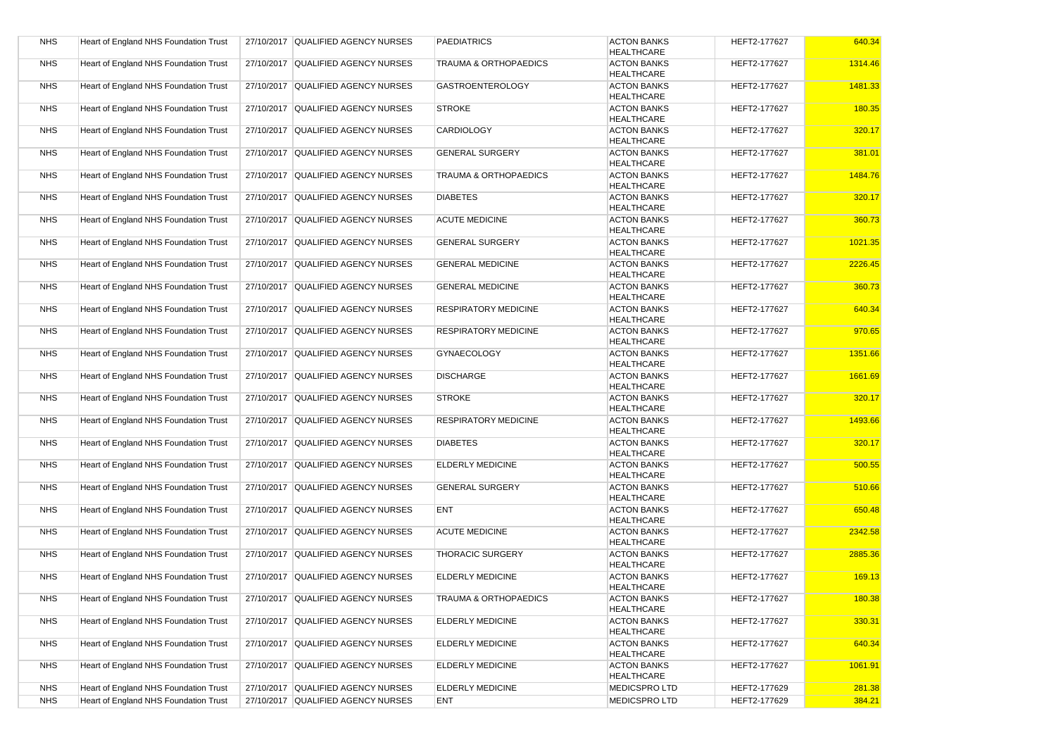| NHS | Heart of England NHS Foundation Trust | 27/10/2017 | QUALIFIED AGENCY NURSES | PAEDIATRICS | ACTON BANKS HEALTHCARE | HEFT2-177627 | 640.34 |
|---|---|---|---|---|---|---|---|
| NHS | Heart of England NHS Foundation Trust | 27/10/2017 | QUALIFIED AGENCY NURSES | TRAUMA & ORTHOPAEDICS | ACTON BANKS HEALTHCARE | HEFT2-177627 | 1314.46 |
| NHS | Heart of England NHS Foundation Trust | 27/10/2017 | QUALIFIED AGENCY NURSES | GASTROENTEROLOGY | ACTON BANKS HEALTHCARE | HEFT2-177627 | 1481.33 |
| NHS | Heart of England NHS Foundation Trust | 27/10/2017 | QUALIFIED AGENCY NURSES | STROKE | ACTON BANKS HEALTHCARE | HEFT2-177627 | 180.35 |
| NHS | Heart of England NHS Foundation Trust | 27/10/2017 | QUALIFIED AGENCY NURSES | CARDIOLOGY | ACTON BANKS HEALTHCARE | HEFT2-177627 | 320.17 |
| NHS | Heart of England NHS Foundation Trust | 27/10/2017 | QUALIFIED AGENCY NURSES | GENERAL SURGERY | ACTON BANKS HEALTHCARE | HEFT2-177627 | 381.01 |
| NHS | Heart of England NHS Foundation Trust | 27/10/2017 | QUALIFIED AGENCY NURSES | TRAUMA & ORTHOPAEDICS | ACTON BANKS HEALTHCARE | HEFT2-177627 | 1484.76 |
| NHS | Heart of England NHS Foundation Trust | 27/10/2017 | QUALIFIED AGENCY NURSES | DIABETES | ACTON BANKS HEALTHCARE | HEFT2-177627 | 320.17 |
| NHS | Heart of England NHS Foundation Trust | 27/10/2017 | QUALIFIED AGENCY NURSES | ACUTE MEDICINE | ACTON BANKS HEALTHCARE | HEFT2-177627 | 360.73 |
| NHS | Heart of England NHS Foundation Trust | 27/10/2017 | QUALIFIED AGENCY NURSES | GENERAL SURGERY | ACTON BANKS HEALTHCARE | HEFT2-177627 | 1021.35 |
| NHS | Heart of England NHS Foundation Trust | 27/10/2017 | QUALIFIED AGENCY NURSES | GENERAL MEDICINE | ACTON BANKS HEALTHCARE | HEFT2-177627 | 2226.45 |
| NHS | Heart of England NHS Foundation Trust | 27/10/2017 | QUALIFIED AGENCY NURSES | GENERAL MEDICINE | ACTON BANKS HEALTHCARE | HEFT2-177627 | 360.73 |
| NHS | Heart of England NHS Foundation Trust | 27/10/2017 | QUALIFIED AGENCY NURSES | RESPIRATORY MEDICINE | ACTON BANKS HEALTHCARE | HEFT2-177627 | 640.34 |
| NHS | Heart of England NHS Foundation Trust | 27/10/2017 | QUALIFIED AGENCY NURSES | RESPIRATORY MEDICINE | ACTON BANKS HEALTHCARE | HEFT2-177627 | 970.65 |
| NHS | Heart of England NHS Foundation Trust | 27/10/2017 | QUALIFIED AGENCY NURSES | GYNAECOLOGY | ACTON BANKS HEALTHCARE | HEFT2-177627 | 1351.66 |
| NHS | Heart of England NHS Foundation Trust | 27/10/2017 | QUALIFIED AGENCY NURSES | DISCHARGE | ACTON BANKS HEALTHCARE | HEFT2-177627 | 1661.69 |
| NHS | Heart of England NHS Foundation Trust | 27/10/2017 | QUALIFIED AGENCY NURSES | STROKE | ACTON BANKS HEALTHCARE | HEFT2-177627 | 320.17 |
| NHS | Heart of England NHS Foundation Trust | 27/10/2017 | QUALIFIED AGENCY NURSES | RESPIRATORY MEDICINE | ACTON BANKS HEALTHCARE | HEFT2-177627 | 1493.66 |
| NHS | Heart of England NHS Foundation Trust | 27/10/2017 | QUALIFIED AGENCY NURSES | DIABETES | ACTON BANKS HEALTHCARE | HEFT2-177627 | 320.17 |
| NHS | Heart of England NHS Foundation Trust | 27/10/2017 | QUALIFIED AGENCY NURSES | ELDERLY MEDICINE | ACTON BANKS HEALTHCARE | HEFT2-177627 | 500.55 |
| NHS | Heart of England NHS Foundation Trust | 27/10/2017 | QUALIFIED AGENCY NURSES | GENERAL SURGERY | ACTON BANKS HEALTHCARE | HEFT2-177627 | 510.66 |
| NHS | Heart of England NHS Foundation Trust | 27/10/2017 | QUALIFIED AGENCY NURSES | ENT | ACTON BANKS HEALTHCARE | HEFT2-177627 | 650.48 |
| NHS | Heart of England NHS Foundation Trust | 27/10/2017 | QUALIFIED AGENCY NURSES | ACUTE MEDICINE | ACTON BANKS HEALTHCARE | HEFT2-177627 | 2342.58 |
| NHS | Heart of England NHS Foundation Trust | 27/10/2017 | QUALIFIED AGENCY NURSES | THORACIC SURGERY | ACTON BANKS HEALTHCARE | HEFT2-177627 | 2885.36 |
| NHS | Heart of England NHS Foundation Trust | 27/10/2017 | QUALIFIED AGENCY NURSES | ELDERLY MEDICINE | ACTON BANKS HEALTHCARE | HEFT2-177627 | 169.13 |
| NHS | Heart of England NHS Foundation Trust | 27/10/2017 | QUALIFIED AGENCY NURSES | TRAUMA & ORTHOPAEDICS | ACTON BANKS HEALTHCARE | HEFT2-177627 | 180.38 |
| NHS | Heart of England NHS Foundation Trust | 27/10/2017 | QUALIFIED AGENCY NURSES | ELDERLY MEDICINE | ACTON BANKS HEALTHCARE | HEFT2-177627 | 330.31 |
| NHS | Heart of England NHS Foundation Trust | 27/10/2017 | QUALIFIED AGENCY NURSES | ELDERLY MEDICINE | ACTON BANKS HEALTHCARE | HEFT2-177627 | 640.34 |
| NHS | Heart of England NHS Foundation Trust | 27/10/2017 | QUALIFIED AGENCY NURSES | ELDERLY MEDICINE | ACTON BANKS HEALTHCARE | HEFT2-177627 | 1061.91 |
| NHS | Heart of England NHS Foundation Trust | 27/10/2017 | QUALIFIED AGENCY NURSES | ELDERLY MEDICINE | MEDICSPRO LTD | HEFT2-177629 | 281.38 |
| NHS | Heart of England NHS Foundation Trust | 27/10/2017 | QUALIFIED AGENCY NURSES | ENT | MEDICSPRO LTD | HEFT2-177629 | 384.21 |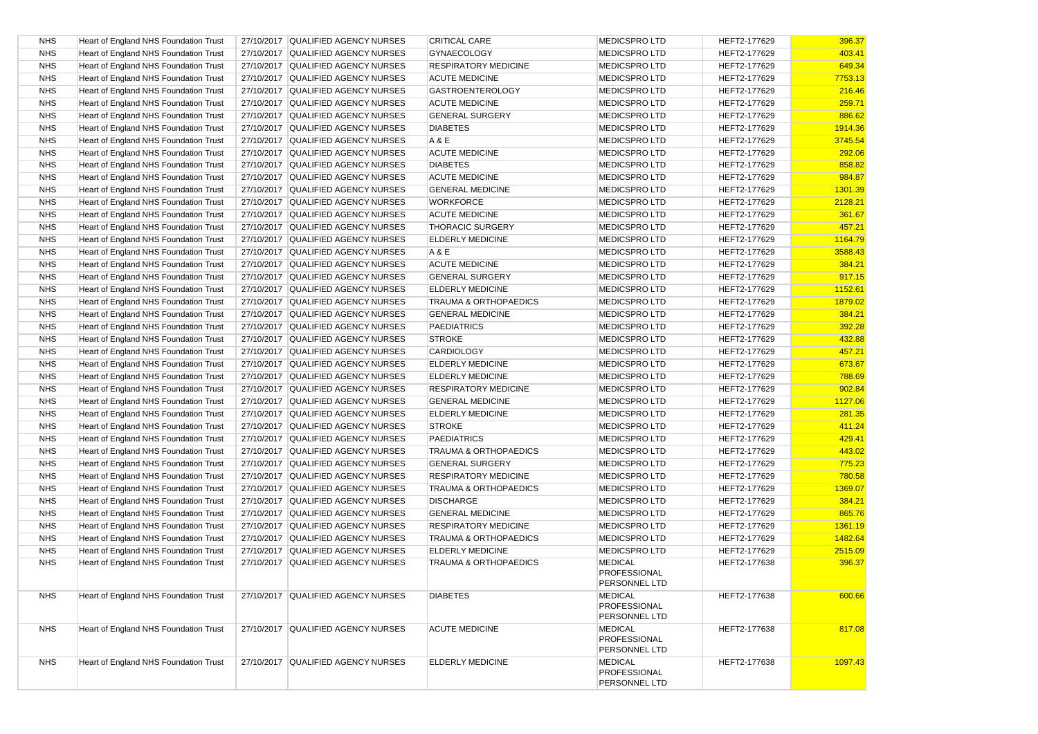| NHS | Heart of England NHS Foundation Trust | 27/10/2017 | QUALIFIED AGENCY NURSES | CRITICAL CARE | MEDICSPRO LTD | HEFT2-177629 | 396.37 |
|---|---|---|---|---|---|---|---|
| NHS | Heart of England NHS Foundation Trust | 27/10/2017 | QUALIFIED AGENCY NURSES | GYNAECOLOGY | MEDICSPRO LTD | HEFT2-177629 | 403.41 |
| NHS | Heart of England NHS Foundation Trust | 27/10/2017 | QUALIFIED AGENCY NURSES | RESPIRATORY MEDICINE | MEDICSPRO LTD | HEFT2-177629 | 649.34 |
| NHS | Heart of England NHS Foundation Trust | 27/10/2017 | QUALIFIED AGENCY NURSES | ACUTE MEDICINE | MEDICSPRO LTD | HEFT2-177629 | 7753.13 |
| NHS | Heart of England NHS Foundation Trust | 27/10/2017 | QUALIFIED AGENCY NURSES | GASTROENTEROLOGY | MEDICSPRO LTD | HEFT2-177629 | 216.46 |
| NHS | Heart of England NHS Foundation Trust | 27/10/2017 | QUALIFIED AGENCY NURSES | ACUTE MEDICINE | MEDICSPRO LTD | HEFT2-177629 | 259.71 |
| NHS | Heart of England NHS Foundation Trust | 27/10/2017 | QUALIFIED AGENCY NURSES | GENERAL SURGERY | MEDICSPRO LTD | HEFT2-177629 | 886.62 |
| NHS | Heart of England NHS Foundation Trust | 27/10/2017 | QUALIFIED AGENCY NURSES | DIABETES | MEDICSPRO LTD | HEFT2-177629 | 1914.36 |
| NHS | Heart of England NHS Foundation Trust | 27/10/2017 | QUALIFIED AGENCY NURSES | A & E | MEDICSPRO LTD | HEFT2-177629 | 3745.54 |
| NHS | Heart of England NHS Foundation Trust | 27/10/2017 | QUALIFIED AGENCY NURSES | ACUTE MEDICINE | MEDICSPRO LTD | HEFT2-177629 | 292.06 |
| NHS | Heart of England NHS Foundation Trust | 27/10/2017 | QUALIFIED AGENCY NURSES | DIABETES | MEDICSPRO LTD | HEFT2-177629 | 858.82 |
| NHS | Heart of England NHS Foundation Trust | 27/10/2017 | QUALIFIED AGENCY NURSES | ACUTE MEDICINE | MEDICSPRO LTD | HEFT2-177629 | 984.87 |
| NHS | Heart of England NHS Foundation Trust | 27/10/2017 | QUALIFIED AGENCY NURSES | GENERAL MEDICINE | MEDICSPRO LTD | HEFT2-177629 | 1301.39 |
| NHS | Heart of England NHS Foundation Trust | 27/10/2017 | QUALIFIED AGENCY NURSES | WORKFORCE | MEDICSPRO LTD | HEFT2-177629 | 2128.21 |
| NHS | Heart of England NHS Foundation Trust | 27/10/2017 | QUALIFIED AGENCY NURSES | ACUTE MEDICINE | MEDICSPRO LTD | HEFT2-177629 | 361.67 |
| NHS | Heart of England NHS Foundation Trust | 27/10/2017 | QUALIFIED AGENCY NURSES | THORACIC SURGERY | MEDICSPRO LTD | HEFT2-177629 | 457.21 |
| NHS | Heart of England NHS Foundation Trust | 27/10/2017 | QUALIFIED AGENCY NURSES | ELDERLY MEDICINE | MEDICSPRO LTD | HEFT2-177629 | 1164.79 |
| NHS | Heart of England NHS Foundation Trust | 27/10/2017 | QUALIFIED AGENCY NURSES | A & E | MEDICSPRO LTD | HEFT2-177629 | 3588.43 |
| NHS | Heart of England NHS Foundation Trust | 27/10/2017 | QUALIFIED AGENCY NURSES | ACUTE MEDICINE | MEDICSPRO LTD | HEFT2-177629 | 384.21 |
| NHS | Heart of England NHS Foundation Trust | 27/10/2017 | QUALIFIED AGENCY NURSES | GENERAL SURGERY | MEDICSPRO LTD | HEFT2-177629 | 917.15 |
| NHS | Heart of England NHS Foundation Trust | 27/10/2017 | QUALIFIED AGENCY NURSES | ELDERLY MEDICINE | MEDICSPRO LTD | HEFT2-177629 | 1152.61 |
| NHS | Heart of England NHS Foundation Trust | 27/10/2017 | QUALIFIED AGENCY NURSES | TRAUMA & ORTHOPAEDICS | MEDICSPRO LTD | HEFT2-177629 | 1879.02 |
| NHS | Heart of England NHS Foundation Trust | 27/10/2017 | QUALIFIED AGENCY NURSES | GENERAL MEDICINE | MEDICSPRO LTD | HEFT2-177629 | 384.21 |
| NHS | Heart of England NHS Foundation Trust | 27/10/2017 | QUALIFIED AGENCY NURSES | PAEDIATRICS | MEDICSPRO LTD | HEFT2-177629 | 392.28 |
| NHS | Heart of England NHS Foundation Trust | 27/10/2017 | QUALIFIED AGENCY NURSES | STROKE | MEDICSPRO LTD | HEFT2-177629 | 432.88 |
| NHS | Heart of England NHS Foundation Trust | 27/10/2017 | QUALIFIED AGENCY NURSES | CARDIOLOGY | MEDICSPRO LTD | HEFT2-177629 | 457.21 |
| NHS | Heart of England NHS Foundation Trust | 27/10/2017 | QUALIFIED AGENCY NURSES | ELDERLY MEDICINE | MEDICSPRO LTD | HEFT2-177629 | 673.67 |
| NHS | Heart of England NHS Foundation Trust | 27/10/2017 | QUALIFIED AGENCY NURSES | ELDERLY MEDICINE | MEDICSPRO LTD | HEFT2-177629 | 788.69 |
| NHS | Heart of England NHS Foundation Trust | 27/10/2017 | QUALIFIED AGENCY NURSES | RESPIRATORY MEDICINE | MEDICSPRO LTD | HEFT2-177629 | 902.84 |
| NHS | Heart of England NHS Foundation Trust | 27/10/2017 | QUALIFIED AGENCY NURSES | GENERAL MEDICINE | MEDICSPRO LTD | HEFT2-177629 | 1127.06 |
| NHS | Heart of England NHS Foundation Trust | 27/10/2017 | QUALIFIED AGENCY NURSES | ELDERLY MEDICINE | MEDICSPRO LTD | HEFT2-177629 | 281.35 |
| NHS | Heart of England NHS Foundation Trust | 27/10/2017 | QUALIFIED AGENCY NURSES | STROKE | MEDICSPRO LTD | HEFT2-177629 | 411.24 |
| NHS | Heart of England NHS Foundation Trust | 27/10/2017 | QUALIFIED AGENCY NURSES | PAEDIATRICS | MEDICSPRO LTD | HEFT2-177629 | 429.41 |
| NHS | Heart of England NHS Foundation Trust | 27/10/2017 | QUALIFIED AGENCY NURSES | TRAUMA & ORTHOPAEDICS | MEDICSPRO LTD | HEFT2-177629 | 443.02 |
| NHS | Heart of England NHS Foundation Trust | 27/10/2017 | QUALIFIED AGENCY NURSES | GENERAL SURGERY | MEDICSPRO LTD | HEFT2-177629 | 775.23 |
| NHS | Heart of England NHS Foundation Trust | 27/10/2017 | QUALIFIED AGENCY NURSES | RESPIRATORY MEDICINE | MEDICSPRO LTD | HEFT2-177629 | 780.58 |
| NHS | Heart of England NHS Foundation Trust | 27/10/2017 | QUALIFIED AGENCY NURSES | TRAUMA & ORTHOPAEDICS | MEDICSPRO LTD | HEFT2-177629 | 1369.07 |
| NHS | Heart of England NHS Foundation Trust | 27/10/2017 | QUALIFIED AGENCY NURSES | DISCHARGE | MEDICSPRO LTD | HEFT2-177629 | 384.21 |
| NHS | Heart of England NHS Foundation Trust | 27/10/2017 | QUALIFIED AGENCY NURSES | GENERAL MEDICINE | MEDICSPRO LTD | HEFT2-177629 | 865.76 |
| NHS | Heart of England NHS Foundation Trust | 27/10/2017 | QUALIFIED AGENCY NURSES | RESPIRATORY MEDICINE | MEDICSPRO LTD | HEFT2-177629 | 1361.19 |
| NHS | Heart of England NHS Foundation Trust | 27/10/2017 | QUALIFIED AGENCY NURSES | TRAUMA & ORTHOPAEDICS | MEDICSPRO LTD | HEFT2-177629 | 1482.64 |
| NHS | Heart of England NHS Foundation Trust | 27/10/2017 | QUALIFIED AGENCY NURSES | ELDERLY MEDICINE | MEDICSPRO LTD | HEFT2-177629 | 2515.09 |
| NHS | Heart of England NHS Foundation Trust | 27/10/2017 | QUALIFIED AGENCY NURSES | TRAUMA & ORTHOPAEDICS | MEDICAL PROFESSIONAL PERSONNEL LTD | HEFT2-177638 | 396.37 |
| NHS | Heart of England NHS Foundation Trust | 27/10/2017 | QUALIFIED AGENCY NURSES | DIABETES | MEDICAL PROFESSIONAL PERSONNEL LTD | HEFT2-177638 | 600.66 |
| NHS | Heart of England NHS Foundation Trust | 27/10/2017 | QUALIFIED AGENCY NURSES | ACUTE MEDICINE | MEDICAL PROFESSIONAL PERSONNEL LTD | HEFT2-177638 | 817.08 |
| NHS | Heart of England NHS Foundation Trust | 27/10/2017 | QUALIFIED AGENCY NURSES | ELDERLY MEDICINE | MEDICAL PROFESSIONAL PERSONNEL LTD | HEFT2-177638 | 1097.43 |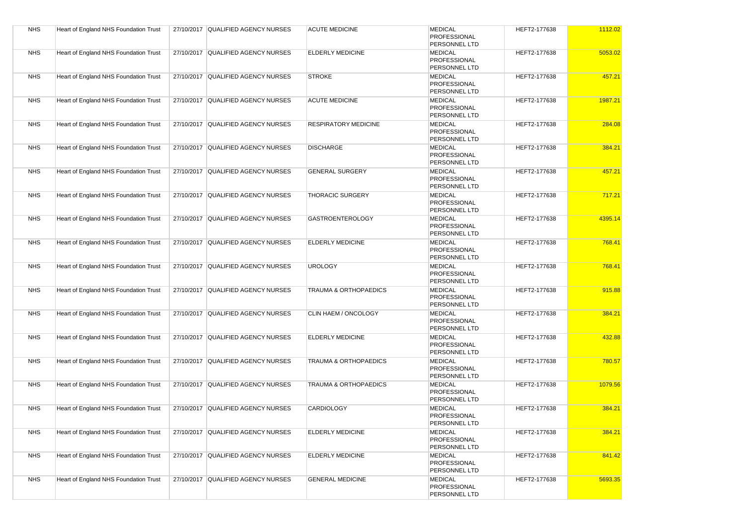| NHS | Heart of England NHS Foundation Trust | 27/10/2017 | QUALIFIED AGENCY NURSES | ACUTE MEDICINE | MEDICAL PROFESSIONAL PERSONNEL LTD | HEFT2-177638 | 1112.02 |
|---|---|---|---|---|---|---|---|
| NHS | Heart of England NHS Foundation Trust | 27/10/2017 | QUALIFIED AGENCY NURSES | ELDERLY MEDICINE | MEDICAL PROFESSIONAL PERSONNEL LTD | HEFT2-177638 | 5053.02 |
| NHS | Heart of England NHS Foundation Trust | 27/10/2017 | QUALIFIED AGENCY NURSES | STROKE | MEDICAL PROFESSIONAL PERSONNEL LTD | HEFT2-177638 | 457.21 |
| NHS | Heart of England NHS Foundation Trust | 27/10/2017 | QUALIFIED AGENCY NURSES | ACUTE MEDICINE | MEDICAL PROFESSIONAL PERSONNEL LTD | HEFT2-177638 | 1987.21 |
| NHS | Heart of England NHS Foundation Trust | 27/10/2017 | QUALIFIED AGENCY NURSES | RESPIRATORY MEDICINE | MEDICAL PROFESSIONAL PERSONNEL LTD | HEFT2-177638 | 284.08 |
| NHS | Heart of England NHS Foundation Trust | 27/10/2017 | QUALIFIED AGENCY NURSES | DISCHARGE | MEDICAL PROFESSIONAL PERSONNEL LTD | HEFT2-177638 | 384.21 |
| NHS | Heart of England NHS Foundation Trust | 27/10/2017 | QUALIFIED AGENCY NURSES | GENERAL SURGERY | MEDICAL PROFESSIONAL PERSONNEL LTD | HEFT2-177638 | 457.21 |
| NHS | Heart of England NHS Foundation Trust | 27/10/2017 | QUALIFIED AGENCY NURSES | THORACIC SURGERY | MEDICAL PROFESSIONAL PERSONNEL LTD | HEFT2-177638 | 717.21 |
| NHS | Heart of England NHS Foundation Trust | 27/10/2017 | QUALIFIED AGENCY NURSES | GASTROENTEROLOGY | MEDICAL PROFESSIONAL PERSONNEL LTD | HEFT2-177638 | 4395.14 |
| NHS | Heart of England NHS Foundation Trust | 27/10/2017 | QUALIFIED AGENCY NURSES | ELDERLY MEDICINE | MEDICAL PROFESSIONAL PERSONNEL LTD | HEFT2-177638 | 768.41 |
| NHS | Heart of England NHS Foundation Trust | 27/10/2017 | QUALIFIED AGENCY NURSES | UROLOGY | MEDICAL PROFESSIONAL PERSONNEL LTD | HEFT2-177638 | 768.41 |
| NHS | Heart of England NHS Foundation Trust | 27/10/2017 | QUALIFIED AGENCY NURSES | TRAUMA & ORTHOPAEDICS | MEDICAL PROFESSIONAL PERSONNEL LTD | HEFT2-177638 | 915.88 |
| NHS | Heart of England NHS Foundation Trust | 27/10/2017 | QUALIFIED AGENCY NURSES | CLIN HAEM / ONCOLOGY | MEDICAL PROFESSIONAL PERSONNEL LTD | HEFT2-177638 | 384.21 |
| NHS | Heart of England NHS Foundation Trust | 27/10/2017 | QUALIFIED AGENCY NURSES | ELDERLY MEDICINE | MEDICAL PROFESSIONAL PERSONNEL LTD | HEFT2-177638 | 432.88 |
| NHS | Heart of England NHS Foundation Trust | 27/10/2017 | QUALIFIED AGENCY NURSES | TRAUMA & ORTHOPAEDICS | MEDICAL PROFESSIONAL PERSONNEL LTD | HEFT2-177638 | 780.57 |
| NHS | Heart of England NHS Foundation Trust | 27/10/2017 | QUALIFIED AGENCY NURSES | TRAUMA & ORTHOPAEDICS | MEDICAL PROFESSIONAL PERSONNEL LTD | HEFT2-177638 | 1079.56 |
| NHS | Heart of England NHS Foundation Trust | 27/10/2017 | QUALIFIED AGENCY NURSES | CARDIOLOGY | MEDICAL PROFESSIONAL PERSONNEL LTD | HEFT2-177638 | 384.21 |
| NHS | Heart of England NHS Foundation Trust | 27/10/2017 | QUALIFIED AGENCY NURSES | ELDERLY MEDICINE | MEDICAL PROFESSIONAL PERSONNEL LTD | HEFT2-177638 | 384.21 |
| NHS | Heart of England NHS Foundation Trust | 27/10/2017 | QUALIFIED AGENCY NURSES | ELDERLY MEDICINE | MEDICAL PROFESSIONAL PERSONNEL LTD | HEFT2-177638 | 841.42 |
| NHS | Heart of England NHS Foundation Trust | 27/10/2017 | QUALIFIED AGENCY NURSES | GENERAL MEDICINE | MEDICAL PROFESSIONAL PERSONNEL LTD | HEFT2-177638 | 5693.35 |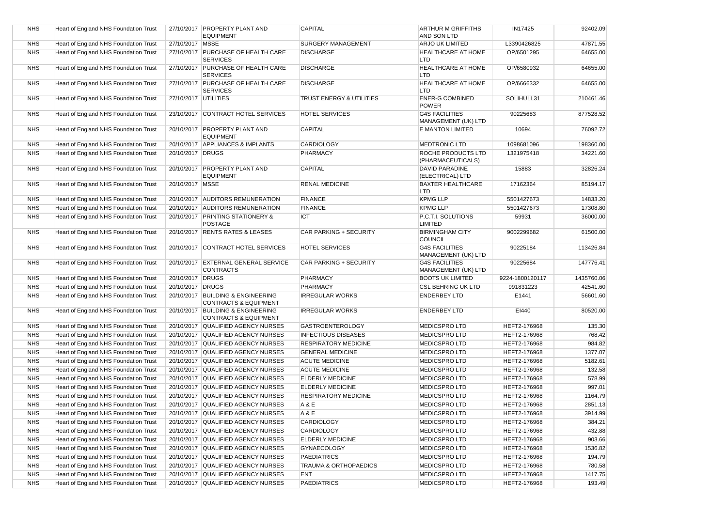| NHS | Heart of England NHS Foundation Trust | 27/10/2017 | PROPERTY PLANT AND EQUIPMENT | CAPITAL | ARTHUR M GRIFFITHS AND SON LTD | IN17425 | 92402.09 |
|---|---|---|---|---|---|---|---|
| NHS | Heart of England NHS Foundation Trust | 27/10/2017 | MSSE | SURGERY MANAGEMENT | ARJO UK LIMITED | L3390426825 | 47871.55 |
| NHS | Heart of England NHS Foundation Trust | 27/10/2017 | PURCHASE OF HEALTH CARE SERVICES | DISCHARGE | HEALTHCARE AT HOME LTD | OP/6501295 | 64655.00 |
| NHS | Heart of England NHS Foundation Trust | 27/10/2017 | PURCHASE OF HEALTH CARE SERVICES | DISCHARGE | HEALTHCARE AT HOME LTD | OP/6580932 | 64655.00 |
| NHS | Heart of England NHS Foundation Trust | 27/10/2017 | PURCHASE OF HEALTH CARE SERVICES | DISCHARGE | HEALTHCARE AT HOME LTD | OP/6666332 | 64655.00 |
| NHS | Heart of England NHS Foundation Trust | 27/10/2017 | UTILITIES | TRUST ENERGY & UTILITIES | ENER-G COMBINED POWER | SOLIHULL31 | 210461.46 |
| NHS | Heart of England NHS Foundation Trust | 23/10/2017 | CONTRACT HOTEL SERVICES | HOTEL SERVICES | G4S FACILITIES MANAGEMENT (UK) LTD | 90225683 | 877528.52 |
| NHS | Heart of England NHS Foundation Trust | 20/10/2017 | PROPERTY PLANT AND EQUIPMENT | CAPITAL | E MANTON LIMITED | 10694 | 76092.72 |
| NHS | Heart of England NHS Foundation Trust | 20/10/2017 | APPLIANCES & IMPLANTS | CARDIOLOGY | MEDTRONIC LTD | 1098681096 | 198360.00 |
| NHS | Heart of England NHS Foundation Trust | 20/10/2017 | DRUGS | PHARMACY | ROCHE PRODUCTS LTD (PHARMACEUTICALS) | 1321975418 | 34221.60 |
| NHS | Heart of England NHS Foundation Trust | 20/10/2017 | PROPERTY PLANT AND EQUIPMENT | CAPITAL | DAVID PARADINE (ELECTRICAL) LTD | 15883 | 32826.24 |
| NHS | Heart of England NHS Foundation Trust | 20/10/2017 | MSSE | RENAL MEDICINE | BAXTER HEALTHCARE LTD | 17162364 | 85194.17 |
| NHS | Heart of England NHS Foundation Trust | 20/10/2017 | AUDITORS REMUNERATION | FINANCE | KPMG LLP | 5501427673 | 14833.20 |
| NHS | Heart of England NHS Foundation Trust | 20/10/2017 | AUDITORS REMUNERATION | FINANCE | KPMG LLP | 5501427673 | 17308.80 |
| NHS | Heart of England NHS Foundation Trust | 20/10/2017 | PRINTING STATIONERY & POSTAGE | ICT | P.C.T.I. SOLUTIONS LIMITED | 59931 | 36000.00 |
| NHS | Heart of England NHS Foundation Trust | 20/10/2017 | RENTS RATES & LEASES | CAR PARKING + SECURITY | BIRMINGHAM CITY COUNCIL | 9002299682 | 61500.00 |
| NHS | Heart of England NHS Foundation Trust | 20/10/2017 | CONTRACT HOTEL SERVICES | HOTEL SERVICES | G4S FACILITIES MANAGEMENT (UK) LTD | 90225184 | 113426.84 |
| NHS | Heart of England NHS Foundation Trust | 20/10/2017 | EXTERNAL GENERAL SERVICE CONTRACTS | CAR PARKING + SECURITY | G4S FACILITIES MANAGEMENT (UK) LTD | 90225684 | 147776.41 |
| NHS | Heart of England NHS Foundation Trust | 20/10/2017 | DRUGS | PHARMACY | BOOTS UK LIMITED | 9224-1800120117 | 1435760.06 |
| NHS | Heart of England NHS Foundation Trust | 20/10/2017 | DRUGS | PHARMACY | CSL BEHRING UK LTD | 991831223 | 42541.60 |
| NHS | Heart of England NHS Foundation Trust | 20/10/2017 | BUILDING & ENGINEERING CONTRACTS & EQUIPMENT | IRREGULAR WORKS | ENDERBEY LTD | E1441 | 56601.60 |
| NHS | Heart of England NHS Foundation Trust | 20/10/2017 | BUILDING & ENGINEERING CONTRACTS & EQUIPMENT | IRREGULAR WORKS | ENDERBEY LTD | EI440 | 80520.00 |
| NHS | Heart of England NHS Foundation Trust | 20/10/2017 | QUALIFIED AGENCY NURSES | GASTROENTEROLOGY | MEDICSPRO LTD | HEFT2-176968 | 135.30 |
| NHS | Heart of England NHS Foundation Trust | 20/10/2017 | QUALIFIED AGENCY NURSES | INFECTIOUS DISEASES | MEDICSPRO LTD | HEFT2-176968 | 768.42 |
| NHS | Heart of England NHS Foundation Trust | 20/10/2017 | QUALIFIED AGENCY NURSES | RESPIRATORY MEDICINE | MEDICSPRO LTD | HEFT2-176968 | 984.82 |
| NHS | Heart of England NHS Foundation Trust | 20/10/2017 | QUALIFIED AGENCY NURSES | GENERAL MEDICINE | MEDICSPRO LTD | HEFT2-176968 | 1377.07 |
| NHS | Heart of England NHS Foundation Trust | 20/10/2017 | QUALIFIED AGENCY NURSES | ACUTE MEDICINE | MEDICSPRO LTD | HEFT2-176968 | 5182.61 |
| NHS | Heart of England NHS Foundation Trust | 20/10/2017 | QUALIFIED AGENCY NURSES | ACUTE MEDICINE | MEDICSPRO LTD | HEFT2-176968 | 132.58 |
| NHS | Heart of England NHS Foundation Trust | 20/10/2017 | QUALIFIED AGENCY NURSES | ELDERLY MEDICINE | MEDICSPRO LTD | HEFT2-176968 | 578.99 |
| NHS | Heart of England NHS Foundation Trust | 20/10/2017 | QUALIFIED AGENCY NURSES | ELDERLY MEDICINE | MEDICSPRO LTD | HEFT2-176968 | 997.01 |
| NHS | Heart of England NHS Foundation Trust | 20/10/2017 | QUALIFIED AGENCY NURSES | RESPIRATORY MEDICINE | MEDICSPRO LTD | HEFT2-176968 | 1164.79 |
| NHS | Heart of England NHS Foundation Trust | 20/10/2017 | QUALIFIED AGENCY NURSES | A & E | MEDICSPRO LTD | HEFT2-176968 | 2851.13 |
| NHS | Heart of England NHS Foundation Trust | 20/10/2017 | QUALIFIED AGENCY NURSES | A & E | MEDICSPRO LTD | HEFT2-176968 | 3914.99 |
| NHS | Heart of England NHS Foundation Trust | 20/10/2017 | QUALIFIED AGENCY NURSES | CARDIOLOGY | MEDICSPRO LTD | HEFT2-176968 | 384.21 |
| NHS | Heart of England NHS Foundation Trust | 20/10/2017 | QUALIFIED AGENCY NURSES | CARDIOLOGY | MEDICSPRO LTD | HEFT2-176968 | 432.88 |
| NHS | Heart of England NHS Foundation Trust | 20/10/2017 | QUALIFIED AGENCY NURSES | ELDERLY MEDICINE | MEDICSPRO LTD | HEFT2-176968 | 903.66 |
| NHS | Heart of England NHS Foundation Trust | 20/10/2017 | QUALIFIED AGENCY NURSES | GYNAECOLOGY | MEDICSPRO LTD | HEFT2-176968 | 1536.82 |
| NHS | Heart of England NHS Foundation Trust | 20/10/2017 | QUALIFIED AGENCY NURSES | PAEDIATRICS | MEDICSPRO LTD | HEFT2-176968 | 194.79 |
| NHS | Heart of England NHS Foundation Trust | 20/10/2017 | QUALIFIED AGENCY NURSES | TRAUMA & ORTHOPAEDICS | MEDICSPRO LTD | HEFT2-176968 | 780.58 |
| NHS | Heart of England NHS Foundation Trust | 20/10/2017 | QUALIFIED AGENCY NURSES | ENT | MEDICSPRO LTD | HEFT2-176968 | 1417.75 |
| NHS | Heart of England NHS Foundation Trust | 20/10/2017 | QUALIFIED AGENCY NURSES | PAEDIATRICS | MEDICSPRO LTD | HEFT2-176968 | 193.49 |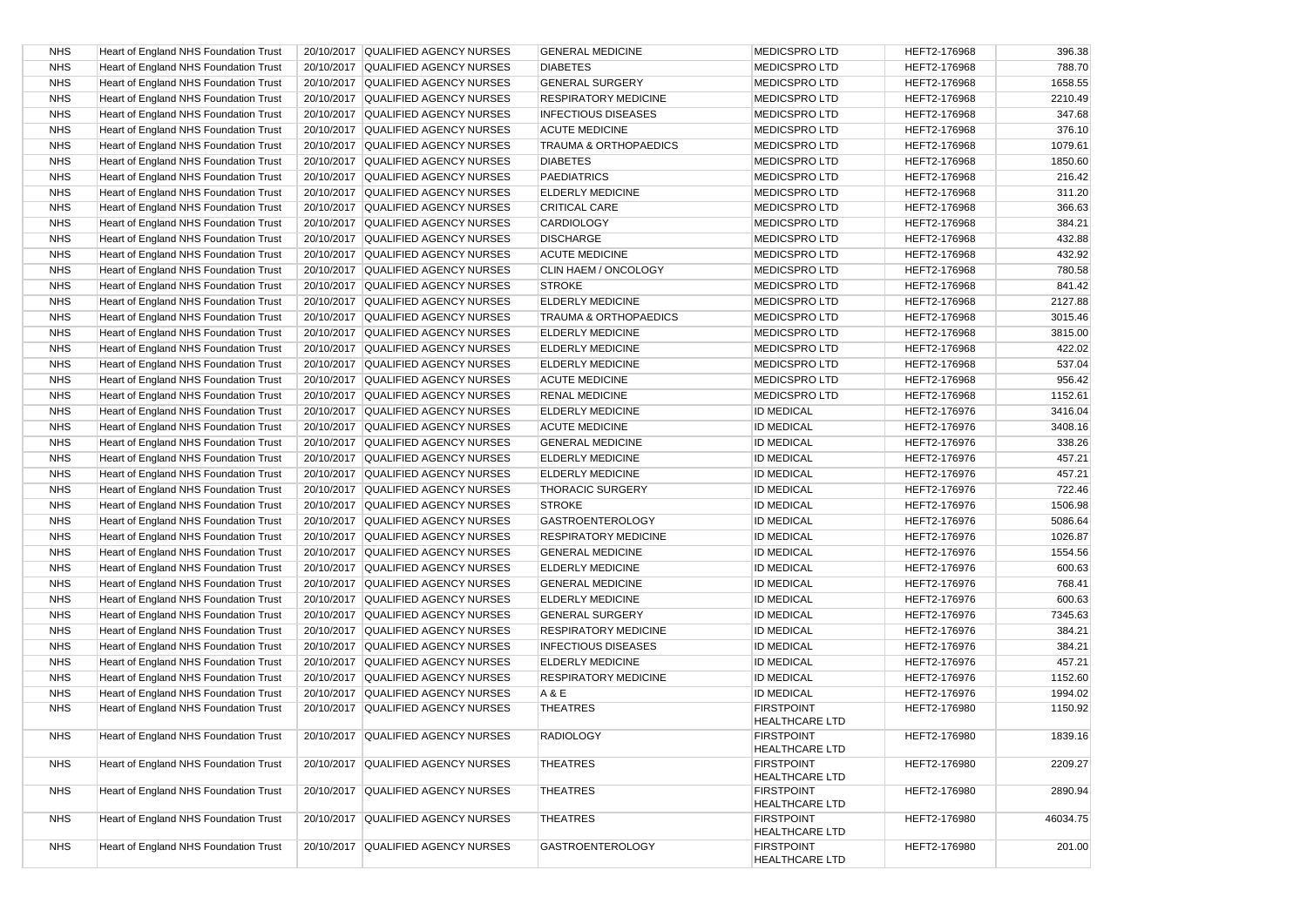| NHS | Heart of England NHS Foundation Trust | 20/10/2017 | QUALIFIED AGENCY NURSES | GENERAL MEDICINE | MEDICSPRO LTD | HEFT2-176968 | 396.38 |
|---|---|---|---|---|---|---|---|
| NHS | Heart of England NHS Foundation Trust | 20/10/2017 | QUALIFIED AGENCY NURSES | DIABETES | MEDICSPRO LTD | HEFT2-176968 | 788.70 |
| NHS | Heart of England NHS Foundation Trust | 20/10/2017 | QUALIFIED AGENCY NURSES | GENERAL SURGERY | MEDICSPRO LTD | HEFT2-176968 | 1658.55 |
| NHS | Heart of England NHS Foundation Trust | 20/10/2017 | QUALIFIED AGENCY NURSES | RESPIRATORY MEDICINE | MEDICSPRO LTD | HEFT2-176968 | 2210.49 |
| NHS | Heart of England NHS Foundation Trust | 20/10/2017 | QUALIFIED AGENCY NURSES | INFECTIOUS DISEASES | MEDICSPRO LTD | HEFT2-176968 | 347.68 |
| NHS | Heart of England NHS Foundation Trust | 20/10/2017 | QUALIFIED AGENCY NURSES | ACUTE MEDICINE | MEDICSPRO LTD | HEFT2-176968 | 376.10 |
| NHS | Heart of England NHS Foundation Trust | 20/10/2017 | QUALIFIED AGENCY NURSES | TRAUMA & ORTHOPAEDICS | MEDICSPRO LTD | HEFT2-176968 | 1079.61 |
| NHS | Heart of England NHS Foundation Trust | 20/10/2017 | QUALIFIED AGENCY NURSES | DIABETES | MEDICSPRO LTD | HEFT2-176968 | 1850.60 |
| NHS | Heart of England NHS Foundation Trust | 20/10/2017 | QUALIFIED AGENCY NURSES | PAEDIATRICS | MEDICSPRO LTD | HEFT2-176968 | 216.42 |
| NHS | Heart of England NHS Foundation Trust | 20/10/2017 | QUALIFIED AGENCY NURSES | ELDERLY MEDICINE | MEDICSPRO LTD | HEFT2-176968 | 311.20 |
| NHS | Heart of England NHS Foundation Trust | 20/10/2017 | QUALIFIED AGENCY NURSES | CRITICAL CARE | MEDICSPRO LTD | HEFT2-176968 | 366.63 |
| NHS | Heart of England NHS Foundation Trust | 20/10/2017 | QUALIFIED AGENCY NURSES | CARDIOLOGY | MEDICSPRO LTD | HEFT2-176968 | 384.21 |
| NHS | Heart of England NHS Foundation Trust | 20/10/2017 | QUALIFIED AGENCY NURSES | DISCHARGE | MEDICSPRO LTD | HEFT2-176968 | 432.88 |
| NHS | Heart of England NHS Foundation Trust | 20/10/2017 | QUALIFIED AGENCY NURSES | ACUTE MEDICINE | MEDICSPRO LTD | HEFT2-176968 | 432.92 |
| NHS | Heart of England NHS Foundation Trust | 20/10/2017 | QUALIFIED AGENCY NURSES | CLIN HAEM / ONCOLOGY | MEDICSPRO LTD | HEFT2-176968 | 780.58 |
| NHS | Heart of England NHS Foundation Trust | 20/10/2017 | QUALIFIED AGENCY NURSES | STROKE | MEDICSPRO LTD | HEFT2-176968 | 841.42 |
| NHS | Heart of England NHS Foundation Trust | 20/10/2017 | QUALIFIED AGENCY NURSES | ELDERLY MEDICINE | MEDICSPRO LTD | HEFT2-176968 | 2127.88 |
| NHS | Heart of England NHS Foundation Trust | 20/10/2017 | QUALIFIED AGENCY NURSES | TRAUMA & ORTHOPAEDICS | MEDICSPRO LTD | HEFT2-176968 | 3015.46 |
| NHS | Heart of England NHS Foundation Trust | 20/10/2017 | QUALIFIED AGENCY NURSES | ELDERLY MEDICINE | MEDICSPRO LTD | HEFT2-176968 | 3815.00 |
| NHS | Heart of England NHS Foundation Trust | 20/10/2017 | QUALIFIED AGENCY NURSES | ELDERLY MEDICINE | MEDICSPRO LTD | HEFT2-176968 | 422.02 |
| NHS | Heart of England NHS Foundation Trust | 20/10/2017 | QUALIFIED AGENCY NURSES | ELDERLY MEDICINE | MEDICSPRO LTD | HEFT2-176968 | 537.04 |
| NHS | Heart of England NHS Foundation Trust | 20/10/2017 | QUALIFIED AGENCY NURSES | ACUTE MEDICINE | MEDICSPRO LTD | HEFT2-176968 | 956.42 |
| NHS | Heart of England NHS Foundation Trust | 20/10/2017 | QUALIFIED AGENCY NURSES | RENAL MEDICINE | MEDICSPRO LTD | HEFT2-176968 | 1152.61 |
| NHS | Heart of England NHS Foundation Trust | 20/10/2017 | QUALIFIED AGENCY NURSES | ELDERLY MEDICINE | ID MEDICAL | HEFT2-176976 | 3416.04 |
| NHS | Heart of England NHS Foundation Trust | 20/10/2017 | QUALIFIED AGENCY NURSES | ACUTE MEDICINE | ID MEDICAL | HEFT2-176976 | 3408.16 |
| NHS | Heart of England NHS Foundation Trust | 20/10/2017 | QUALIFIED AGENCY NURSES | GENERAL MEDICINE | ID MEDICAL | HEFT2-176976 | 338.26 |
| NHS | Heart of England NHS Foundation Trust | 20/10/2017 | QUALIFIED AGENCY NURSES | ELDERLY MEDICINE | ID MEDICAL | HEFT2-176976 | 457.21 |
| NHS | Heart of England NHS Foundation Trust | 20/10/2017 | QUALIFIED AGENCY NURSES | ELDERLY MEDICINE | ID MEDICAL | HEFT2-176976 | 457.21 |
| NHS | Heart of England NHS Foundation Trust | 20/10/2017 | QUALIFIED AGENCY NURSES | THORACIC SURGERY | ID MEDICAL | HEFT2-176976 | 722.46 |
| NHS | Heart of England NHS Foundation Trust | 20/10/2017 | QUALIFIED AGENCY NURSES | STROKE | ID MEDICAL | HEFT2-176976 | 1506.98 |
| NHS | Heart of England NHS Foundation Trust | 20/10/2017 | QUALIFIED AGENCY NURSES | GASTROENTEROLOGY | ID MEDICAL | HEFT2-176976 | 5086.64 |
| NHS | Heart of England NHS Foundation Trust | 20/10/2017 | QUALIFIED AGENCY NURSES | RESPIRATORY MEDICINE | ID MEDICAL | HEFT2-176976 | 1026.87 |
| NHS | Heart of England NHS Foundation Trust | 20/10/2017 | QUALIFIED AGENCY NURSES | GENERAL MEDICINE | ID MEDICAL | HEFT2-176976 | 1554.56 |
| NHS | Heart of England NHS Foundation Trust | 20/10/2017 | QUALIFIED AGENCY NURSES | ELDERLY MEDICINE | ID MEDICAL | HEFT2-176976 | 600.63 |
| NHS | Heart of England NHS Foundation Trust | 20/10/2017 | QUALIFIED AGENCY NURSES | GENERAL MEDICINE | ID MEDICAL | HEFT2-176976 | 768.41 |
| NHS | Heart of England NHS Foundation Trust | 20/10/2017 | QUALIFIED AGENCY NURSES | ELDERLY MEDICINE | ID MEDICAL | HEFT2-176976 | 600.63 |
| NHS | Heart of England NHS Foundation Trust | 20/10/2017 | QUALIFIED AGENCY NURSES | GENERAL SURGERY | ID MEDICAL | HEFT2-176976 | 7345.63 |
| NHS | Heart of England NHS Foundation Trust | 20/10/2017 | QUALIFIED AGENCY NURSES | RESPIRATORY MEDICINE | ID MEDICAL | HEFT2-176976 | 384.21 |
| NHS | Heart of England NHS Foundation Trust | 20/10/2017 | QUALIFIED AGENCY NURSES | INFECTIOUS DISEASES | ID MEDICAL | HEFT2-176976 | 384.21 |
| NHS | Heart of England NHS Foundation Trust | 20/10/2017 | QUALIFIED AGENCY NURSES | ELDERLY MEDICINE | ID MEDICAL | HEFT2-176976 | 457.21 |
| NHS | Heart of England NHS Foundation Trust | 20/10/2017 | QUALIFIED AGENCY NURSES | RESPIRATORY MEDICINE | ID MEDICAL | HEFT2-176976 | 1152.60 |
| NHS | Heart of England NHS Foundation Trust | 20/10/2017 | QUALIFIED AGENCY NURSES | A & E | ID MEDICAL | HEFT2-176976 | 1994.02 |
| NHS | Heart of England NHS Foundation Trust | 20/10/2017 | QUALIFIED AGENCY NURSES | THEATRES | FIRSTPOINT HEALTHCARE LTD | HEFT2-176980 | 1150.92 |
| NHS | Heart of England NHS Foundation Trust | 20/10/2017 | QUALIFIED AGENCY NURSES | RADIOLOGY | FIRSTPOINT HEALTHCARE LTD | HEFT2-176980 | 1839.16 |
| NHS | Heart of England NHS Foundation Trust | 20/10/2017 | QUALIFIED AGENCY NURSES | THEATRES | FIRSTPOINT HEALTHCARE LTD | HEFT2-176980 | 2209.27 |
| NHS | Heart of England NHS Foundation Trust | 20/10/2017 | QUALIFIED AGENCY NURSES | THEATRES | FIRSTPOINT HEALTHCARE LTD | HEFT2-176980 | 2890.94 |
| NHS | Heart of England NHS Foundation Trust | 20/10/2017 | QUALIFIED AGENCY NURSES | THEATRES | FIRSTPOINT HEALTHCARE LTD | HEFT2-176980 | 46034.75 |
| NHS | Heart of England NHS Foundation Trust | 20/10/2017 | QUALIFIED AGENCY NURSES | GASTROENTEROLOGY | FIRSTPOINT HEALTHCARE LTD | HEFT2-176980 | 201.00 |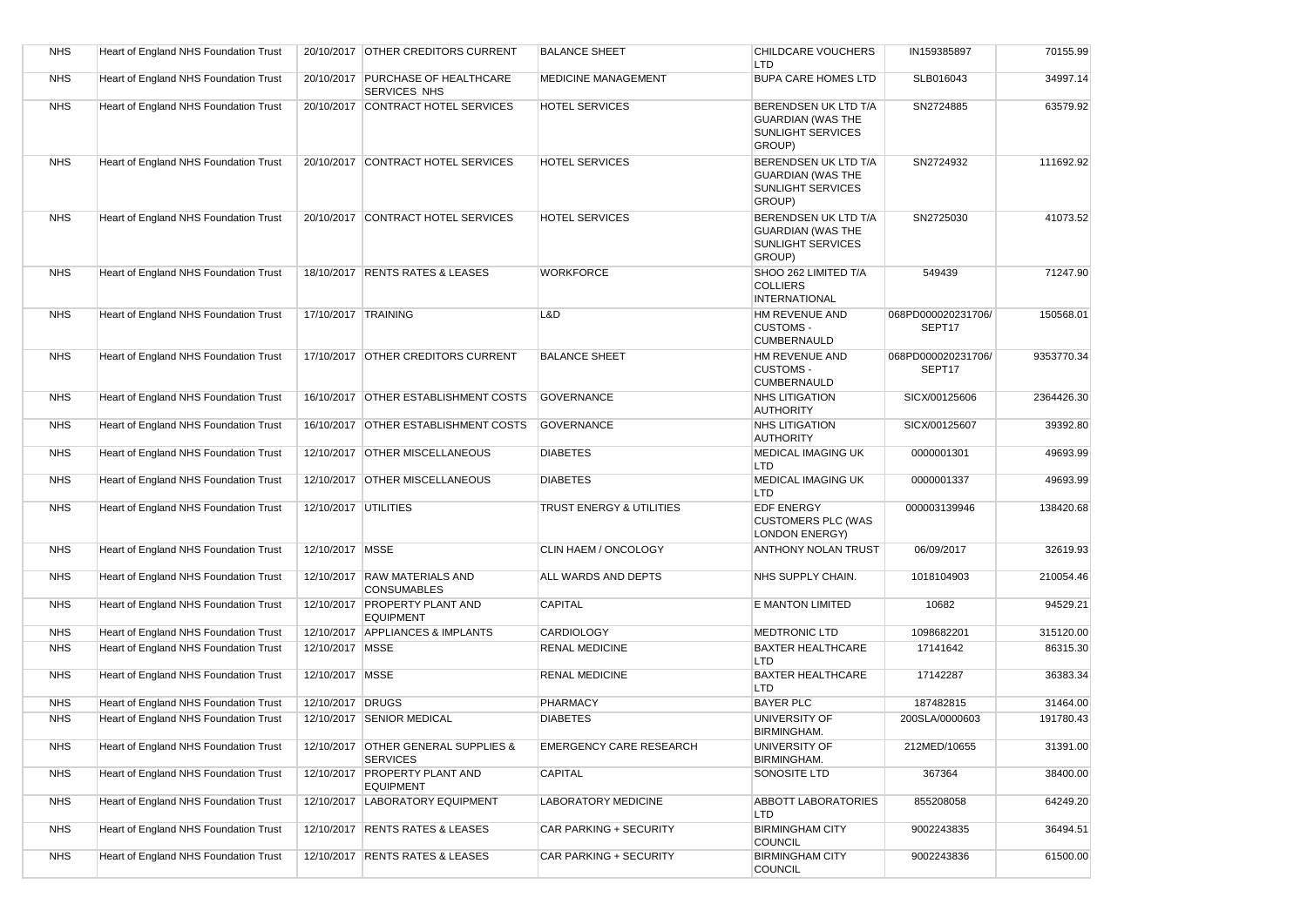| NHS | Heart of England NHS Foundation Trust | 20/10/2017 | OTHER CREDITORS CURRENT | BALANCE SHEET | CHILDCARE VOUCHERS LTD | IN159385897 | 70155.99 |
|---|---|---|---|---|---|---|---|
| NHS | Heart of England NHS Foundation Trust | 20/10/2017 | PURCHASE OF HEALTHCARE SERVICES NHS | MEDICINE MANAGEMENT | BUPA CARE HOMES LTD | SLB016043 | 34997.14 |
| NHS | Heart of England NHS Foundation Trust | 20/10/2017 | CONTRACT HOTEL SERVICES | HOTEL SERVICES | BERENDSEN UK LTD T/A GUARDIAN (WAS THE SUNLIGHT SERVICES GROUP) | SN2724885 | 63579.92 |
| NHS | Heart of England NHS Foundation Trust | 20/10/2017 | CONTRACT HOTEL SERVICES | HOTEL SERVICES | BERENDSEN UK LTD T/A GUARDIAN (WAS THE SUNLIGHT SERVICES GROUP) | SN2724932 | 111692.92 |
| NHS | Heart of England NHS Foundation Trust | 20/10/2017 | CONTRACT HOTEL SERVICES | HOTEL SERVICES | BERENDSEN UK LTD T/A GUARDIAN (WAS THE SUNLIGHT SERVICES GROUP) | SN2725030 | 41073.52 |
| NHS | Heart of England NHS Foundation Trust | 18/10/2017 | RENTS RATES & LEASES | WORKFORCE | SHOO 262 LIMITED T/A COLLIERS INTERNATIONAL | 549439 | 71247.90 |
| NHS | Heart of England NHS Foundation Trust | 17/10/2017 | TRAINING | L&D | HM REVENUE AND CUSTOMS - CUMBERNAULD | 068PD000020231706/ SEPT17 | 150568.01 |
| NHS | Heart of England NHS Foundation Trust | 17/10/2017 | OTHER CREDITORS CURRENT | BALANCE SHEET | HM REVENUE AND CUSTOMS - CUMBERNAULD | 068PD000020231706/ SEPT17 | 9353770.34 |
| NHS | Heart of England NHS Foundation Trust | 16/10/2017 | OTHER ESTABLISHMENT COSTS | GOVERNANCE | NHS LITIGATION AUTHORITY | SICX/00125606 | 2364426.30 |
| NHS | Heart of England NHS Foundation Trust | 16/10/2017 | OTHER ESTABLISHMENT COSTS | GOVERNANCE | NHS LITIGATION AUTHORITY | SICX/00125607 | 39392.80 |
| NHS | Heart of England NHS Foundation Trust | 12/10/2017 | OTHER MISCELLANEOUS | DIABETES | MEDICAL IMAGING UK LTD | 0000001301 | 49693.99 |
| NHS | Heart of England NHS Foundation Trust | 12/10/2017 | OTHER MISCELLANEOUS | DIABETES | MEDICAL IMAGING UK LTD | 0000001337 | 49693.99 |
| NHS | Heart of England NHS Foundation Trust | 12/10/2017 | UTILITIES | TRUST ENERGY & UTILITIES | EDF ENERGY CUSTOMERS PLC (WAS LONDON ENERGY) | 000003139946 | 138420.68 |
| NHS | Heart of England NHS Foundation Trust | 12/10/2017 | MSSE | CLIN HAEM / ONCOLOGY | ANTHONY NOLAN TRUST | 06/09/2017 | 32619.93 |
| NHS | Heart of England NHS Foundation Trust | 12/10/2017 | RAW MATERIALS AND CONSUMABLES | ALL WARDS AND DEPTS | NHS SUPPLY CHAIN. | 1018104903 | 210054.46 |
| NHS | Heart of England NHS Foundation Trust | 12/10/2017 | PROPERTY PLANT AND EQUIPMENT | CAPITAL | E MANTON LIMITED | 10682 | 94529.21 |
| NHS | Heart of England NHS Foundation Trust | 12/10/2017 | APPLIANCES & IMPLANTS | CARDIOLOGY | MEDTRONIC LTD | 1098682201 | 315120.00 |
| NHS | Heart of England NHS Foundation Trust | 12/10/2017 | MSSE | RENAL MEDICINE | BAXTER HEALTHCARE LTD | 17141642 | 86315.30 |
| NHS | Heart of England NHS Foundation Trust | 12/10/2017 | MSSE | RENAL MEDICINE | BAXTER HEALTHCARE LTD | 17142287 | 36383.34 |
| NHS | Heart of England NHS Foundation Trust | 12/10/2017 | DRUGS | PHARMACY | BAYER PLC | 187482815 | 31464.00 |
| NHS | Heart of England NHS Foundation Trust | 12/10/2017 | SENIOR MEDICAL | DIABETES | UNIVERSITY OF BIRMINGHAM. | 200SLA/0000603 | 191780.43 |
| NHS | Heart of England NHS Foundation Trust | 12/10/2017 | OTHER GENERAL SUPPLIES & SERVICES | EMERGENCY CARE RESEARCH | UNIVERSITY OF BIRMINGHAM. | 212MED/10655 | 31391.00 |
| NHS | Heart of England NHS Foundation Trust | 12/10/2017 | PROPERTY PLANT AND EQUIPMENT | CAPITAL | SONOSITE LTD | 367364 | 38400.00 |
| NHS | Heart of England NHS Foundation Trust | 12/10/2017 | LABORATORY EQUIPMENT | LABORATORY MEDICINE | ABBOTT LABORATORIES LTD | 855208058 | 64249.20 |
| NHS | Heart of England NHS Foundation Trust | 12/10/2017 | RENTS RATES & LEASES | CAR PARKING + SECURITY | BIRMINGHAM CITY COUNCIL | 9002243835 | 36494.51 |
| NHS | Heart of England NHS Foundation Trust | 12/10/2017 | RENTS RATES & LEASES | CAR PARKING + SECURITY | BIRMINGHAM CITY COUNCIL | 9002243836 | 61500.00 |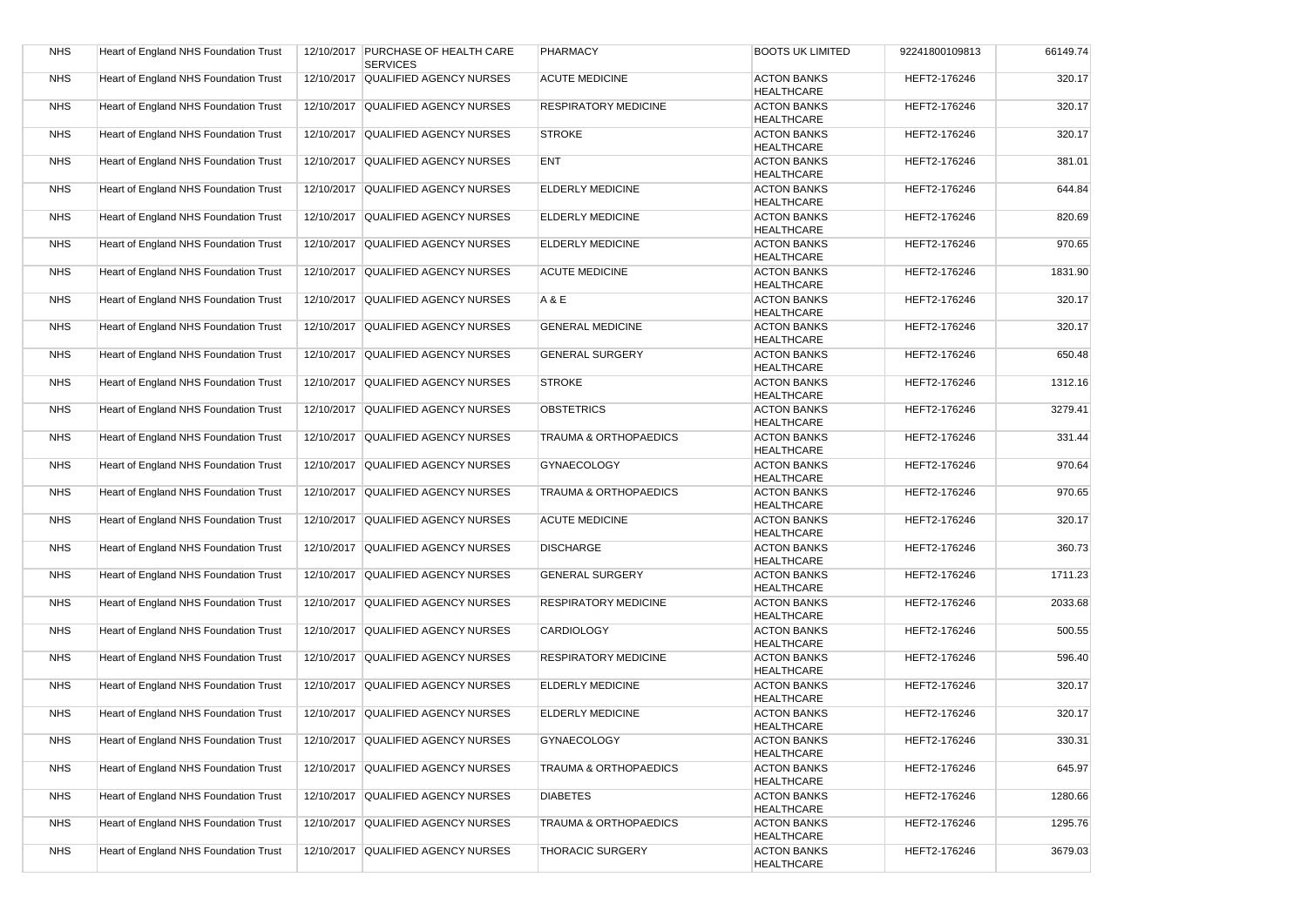| NHS | Heart of England NHS Foundation Trust | 12/10/2017 | PURCHASE OF HEALTH CARE SERVICES | PHARMACY | BOOTS UK LIMITED | 92241800109813 | 66149.74 |
|---|---|---|---|---|---|---|---|
| NHS | Heart of England NHS Foundation Trust | 12/10/2017 | QUALIFIED AGENCY NURSES | ACUTE MEDICINE | ACTON BANKS HEALTHCARE | HEFT2-176246 | 320.17 |
| NHS | Heart of England NHS Foundation Trust | 12/10/2017 | QUALIFIED AGENCY NURSES | RESPIRATORY MEDICINE | ACTON BANKS HEALTHCARE | HEFT2-176246 | 320.17 |
| NHS | Heart of England NHS Foundation Trust | 12/10/2017 | QUALIFIED AGENCY NURSES | STROKE | ACTON BANKS HEALTHCARE | HEFT2-176246 | 320.17 |
| NHS | Heart of England NHS Foundation Trust | 12/10/2017 | QUALIFIED AGENCY NURSES | ENT | ACTON BANKS HEALTHCARE | HEFT2-176246 | 381.01 |
| NHS | Heart of England NHS Foundation Trust | 12/10/2017 | QUALIFIED AGENCY NURSES | ELDERLY MEDICINE | ACTON BANKS HEALTHCARE | HEFT2-176246 | 644.84 |
| NHS | Heart of England NHS Foundation Trust | 12/10/2017 | QUALIFIED AGENCY NURSES | ELDERLY MEDICINE | ACTON BANKS HEALTHCARE | HEFT2-176246 | 820.69 |
| NHS | Heart of England NHS Foundation Trust | 12/10/2017 | QUALIFIED AGENCY NURSES | ELDERLY MEDICINE | ACTON BANKS HEALTHCARE | HEFT2-176246 | 970.65 |
| NHS | Heart of England NHS Foundation Trust | 12/10/2017 | QUALIFIED AGENCY NURSES | ACUTE MEDICINE | ACTON BANKS HEALTHCARE | HEFT2-176246 | 1831.90 |
| NHS | Heart of England NHS Foundation Trust | 12/10/2017 | QUALIFIED AGENCY NURSES | A & E | ACTON BANKS HEALTHCARE | HEFT2-176246 | 320.17 |
| NHS | Heart of England NHS Foundation Trust | 12/10/2017 | QUALIFIED AGENCY NURSES | GENERAL MEDICINE | ACTON BANKS HEALTHCARE | HEFT2-176246 | 320.17 |
| NHS | Heart of England NHS Foundation Trust | 12/10/2017 | QUALIFIED AGENCY NURSES | GENERAL SURGERY | ACTON BANKS HEALTHCARE | HEFT2-176246 | 650.48 |
| NHS | Heart of England NHS Foundation Trust | 12/10/2017 | QUALIFIED AGENCY NURSES | STROKE | ACTON BANKS HEALTHCARE | HEFT2-176246 | 1312.16 |
| NHS | Heart of England NHS Foundation Trust | 12/10/2017 | QUALIFIED AGENCY NURSES | OBSTETRICS | ACTON BANKS HEALTHCARE | HEFT2-176246 | 3279.41 |
| NHS | Heart of England NHS Foundation Trust | 12/10/2017 | QUALIFIED AGENCY NURSES | TRAUMA & ORTHOPAEDICS | ACTON BANKS HEALTHCARE | HEFT2-176246 | 331.44 |
| NHS | Heart of England NHS Foundation Trust | 12/10/2017 | QUALIFIED AGENCY NURSES | GYNAECOLOGY | ACTON BANKS HEALTHCARE | HEFT2-176246 | 970.64 |
| NHS | Heart of England NHS Foundation Trust | 12/10/2017 | QUALIFIED AGENCY NURSES | TRAUMA & ORTHOPAEDICS | ACTON BANKS HEALTHCARE | HEFT2-176246 | 970.65 |
| NHS | Heart of England NHS Foundation Trust | 12/10/2017 | QUALIFIED AGENCY NURSES | ACUTE MEDICINE | ACTON BANKS HEALTHCARE | HEFT2-176246 | 320.17 |
| NHS | Heart of England NHS Foundation Trust | 12/10/2017 | QUALIFIED AGENCY NURSES | DISCHARGE | ACTON BANKS HEALTHCARE | HEFT2-176246 | 360.73 |
| NHS | Heart of England NHS Foundation Trust | 12/10/2017 | QUALIFIED AGENCY NURSES | GENERAL SURGERY | ACTON BANKS HEALTHCARE | HEFT2-176246 | 1711.23 |
| NHS | Heart of England NHS Foundation Trust | 12/10/2017 | QUALIFIED AGENCY NURSES | RESPIRATORY MEDICINE | ACTON BANKS HEALTHCARE | HEFT2-176246 | 2033.68 |
| NHS | Heart of England NHS Foundation Trust | 12/10/2017 | QUALIFIED AGENCY NURSES | CARDIOLOGY | ACTON BANKS HEALTHCARE | HEFT2-176246 | 500.55 |
| NHS | Heart of England NHS Foundation Trust | 12/10/2017 | QUALIFIED AGENCY NURSES | RESPIRATORY MEDICINE | ACTON BANKS HEALTHCARE | HEFT2-176246 | 596.40 |
| NHS | Heart of England NHS Foundation Trust | 12/10/2017 | QUALIFIED AGENCY NURSES | ELDERLY MEDICINE | ACTON BANKS HEALTHCARE | HEFT2-176246 | 320.17 |
| NHS | Heart of England NHS Foundation Trust | 12/10/2017 | QUALIFIED AGENCY NURSES | ELDERLY MEDICINE | ACTON BANKS HEALTHCARE | HEFT2-176246 | 320.17 |
| NHS | Heart of England NHS Foundation Trust | 12/10/2017 | QUALIFIED AGENCY NURSES | GYNAECOLOGY | ACTON BANKS HEALTHCARE | HEFT2-176246 | 330.31 |
| NHS | Heart of England NHS Foundation Trust | 12/10/2017 | QUALIFIED AGENCY NURSES | TRAUMA & ORTHOPAEDICS | ACTON BANKS HEALTHCARE | HEFT2-176246 | 645.97 |
| NHS | Heart of England NHS Foundation Trust | 12/10/2017 | QUALIFIED AGENCY NURSES | DIABETES | ACTON BANKS HEALTHCARE | HEFT2-176246 | 1280.66 |
| NHS | Heart of England NHS Foundation Trust | 12/10/2017 | QUALIFIED AGENCY NURSES | TRAUMA & ORTHOPAEDICS | ACTON BANKS HEALTHCARE | HEFT2-176246 | 1295.76 |
| NHS | Heart of England NHS Foundation Trust | 12/10/2017 | QUALIFIED AGENCY NURSES | THORACIC SURGERY | ACTON BANKS HEALTHCARE | HEFT2-176246 | 3679.03 |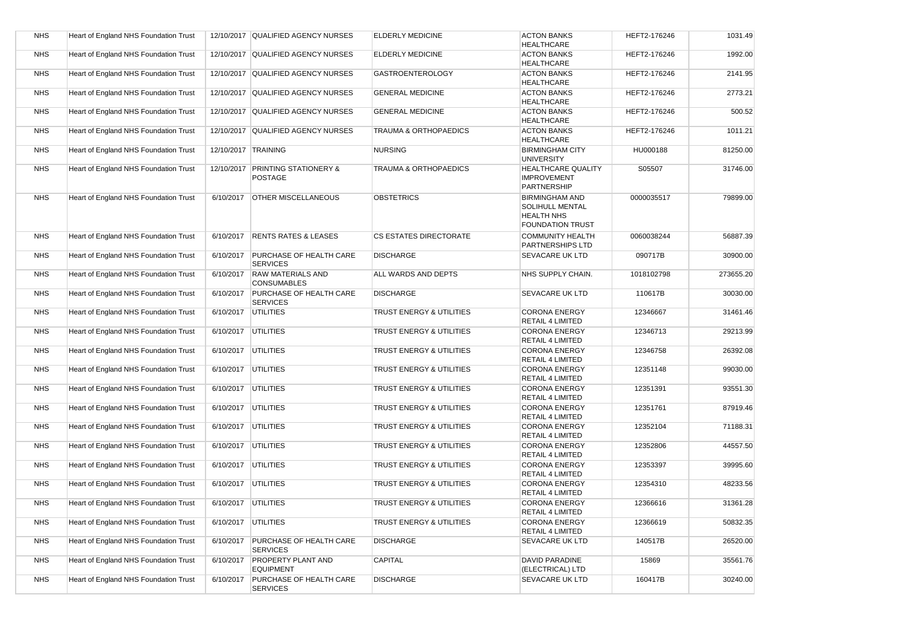| NHS | Heart of England NHS Foundation Trust | 12/10/2017 | QUALIFIED AGENCY NURSES | ELDERLY MEDICINE | ACTON BANKS HEALTHCARE | HEFT2-176246 | 1031.49 |
|---|---|---|---|---|---|---|---|
| NHS | Heart of England NHS Foundation Trust | 12/10/2017 | QUALIFIED AGENCY NURSES | ELDERLY MEDICINE | ACTON BANKS HEALTHCARE | HEFT2-176246 | 1992.00 |
| NHS | Heart of England NHS Foundation Trust | 12/10/2017 | QUALIFIED AGENCY NURSES | GASTROENTEROLOGY | ACTON BANKS HEALTHCARE | HEFT2-176246 | 2141.95 |
| NHS | Heart of England NHS Foundation Trust | 12/10/2017 | QUALIFIED AGENCY NURSES | GENERAL MEDICINE | ACTON BANKS HEALTHCARE | HEFT2-176246 | 2773.21 |
| NHS | Heart of England NHS Foundation Trust | 12/10/2017 | QUALIFIED AGENCY NURSES | GENERAL MEDICINE | ACTON BANKS HEALTHCARE | HEFT2-176246 | 500.52 |
| NHS | Heart of England NHS Foundation Trust | 12/10/2017 | QUALIFIED AGENCY NURSES | TRAUMA & ORTHOPAEDICS | ACTON BANKS HEALTHCARE | HEFT2-176246 | 1011.21 |
| NHS | Heart of England NHS Foundation Trust | 12/10/2017 | TRAINING | NURSING | BIRMINGHAM CITY UNIVERSITY | HU000188 | 81250.00 |
| NHS | Heart of England NHS Foundation Trust | 12/10/2017 | PRINTING STATIONERY & POSTAGE | TRAUMA & ORTHOPAEDICS | HEALTHCARE QUALITY IMPROVEMENT PARTNERSHIP | S05507 | 31746.00 |
| NHS | Heart of England NHS Foundation Trust | 6/10/2017 | OTHER MISCELLANEOUS | OBSTETRICS | BIRMINGHAM AND SOLIHULL MENTAL HEALTH NHS FOUNDATION TRUST | 0000035517 | 79899.00 |
| NHS | Heart of England NHS Foundation Trust | 6/10/2017 | RENTS RATES & LEASES | CS ESTATES DIRECTORATE | COMMUNITY HEALTH PARTNERSHIPS LTD | 0060038244 | 56887.39 |
| NHS | Heart of England NHS Foundation Trust | 6/10/2017 | PURCHASE OF HEALTH CARE SERVICES | DISCHARGE | SEVACARE UK LTD | 090717B | 30900.00 |
| NHS | Heart of England NHS Foundation Trust | 6/10/2017 | RAW MATERIALS AND CONSUMABLES | ALL WARDS AND DEPTS | NHS SUPPLY CHAIN. | 1018102798 | 273655.20 |
| NHS | Heart of England NHS Foundation Trust | 6/10/2017 | PURCHASE OF HEALTH CARE SERVICES | DISCHARGE | SEVACARE UK LTD | 110617B | 30030.00 |
| NHS | Heart of England NHS Foundation Trust | 6/10/2017 | UTILITIES | TRUST ENERGY & UTILITIES | CORONA ENERGY RETAIL 4 LIMITED | 12346667 | 31461.46 |
| NHS | Heart of England NHS Foundation Trust | 6/10/2017 | UTILITIES | TRUST ENERGY & UTILITIES | CORONA ENERGY RETAIL 4 LIMITED | 12346713 | 29213.99 |
| NHS | Heart of England NHS Foundation Trust | 6/10/2017 | UTILITIES | TRUST ENERGY & UTILITIES | CORONA ENERGY RETAIL 4 LIMITED | 12346758 | 26392.08 |
| NHS | Heart of England NHS Foundation Trust | 6/10/2017 | UTILITIES | TRUST ENERGY & UTILITIES | CORONA ENERGY RETAIL 4 LIMITED | 12351148 | 99030.00 |
| NHS | Heart of England NHS Foundation Trust | 6/10/2017 | UTILITIES | TRUST ENERGY & UTILITIES | CORONA ENERGY RETAIL 4 LIMITED | 12351391 | 93551.30 |
| NHS | Heart of England NHS Foundation Trust | 6/10/2017 | UTILITIES | TRUST ENERGY & UTILITIES | CORONA ENERGY RETAIL 4 LIMITED | 12351761 | 87919.46 |
| NHS | Heart of England NHS Foundation Trust | 6/10/2017 | UTILITIES | TRUST ENERGY & UTILITIES | CORONA ENERGY RETAIL 4 LIMITED | 12352104 | 71188.31 |
| NHS | Heart of England NHS Foundation Trust | 6/10/2017 | UTILITIES | TRUST ENERGY & UTILITIES | CORONA ENERGY RETAIL 4 LIMITED | 12352806 | 44557.50 |
| NHS | Heart of England NHS Foundation Trust | 6/10/2017 | UTILITIES | TRUST ENERGY & UTILITIES | CORONA ENERGY RETAIL 4 LIMITED | 12353397 | 39995.60 |
| NHS | Heart of England NHS Foundation Trust | 6/10/2017 | UTILITIES | TRUST ENERGY & UTILITIES | CORONA ENERGY RETAIL 4 LIMITED | 12354310 | 48233.56 |
| NHS | Heart of England NHS Foundation Trust | 6/10/2017 | UTILITIES | TRUST ENERGY & UTILITIES | CORONA ENERGY RETAIL 4 LIMITED | 12366616 | 31361.28 |
| NHS | Heart of England NHS Foundation Trust | 6/10/2017 | UTILITIES | TRUST ENERGY & UTILITIES | CORONA ENERGY RETAIL 4 LIMITED | 12366619 | 50832.35 |
| NHS | Heart of England NHS Foundation Trust | 6/10/2017 | PURCHASE OF HEALTH CARE SERVICES | DISCHARGE | SEVACARE UK LTD | 140517B | 26520.00 |
| NHS | Heart of England NHS Foundation Trust | 6/10/2017 | PROPERTY PLANT AND EQUIPMENT | CAPITAL | DAVID PARADINE (ELECTRICAL) LTD | 15869 | 35561.76 |
| NHS | Heart of England NHS Foundation Trust | 6/10/2017 | PURCHASE OF HEALTH CARE SERVICES | DISCHARGE | SEVACARE UK LTD | 160417B | 30240.00 |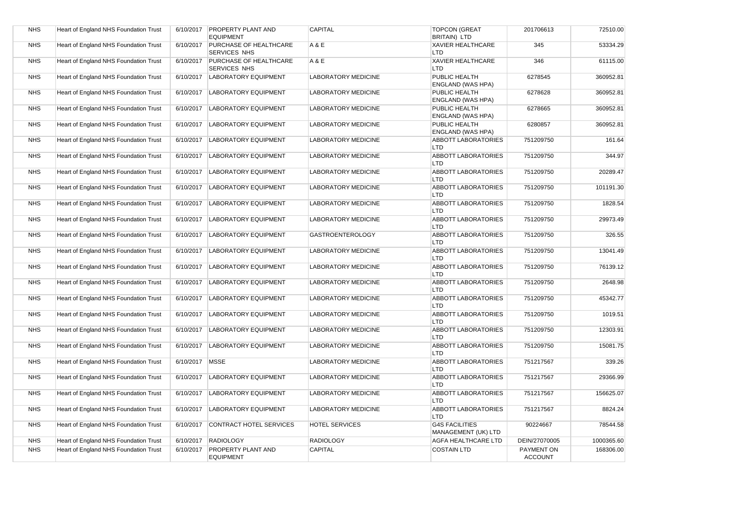| | | | | | | | |
|---|---|---|---|---|---|---|---|
| NHS | Heart of England NHS Foundation Trust | 6/10/2017 | PROPERTY PLANT AND EQUIPMENT | CAPITAL | TOPCON (GREAT BRITAIN) LTD | 201706613 | 72510.00 |
| NHS | Heart of England NHS Foundation Trust | 6/10/2017 | PURCHASE OF HEALTHCARE SERVICES NHS | A & E | XAVIER HEALTHCARE LTD | 345 | 53334.29 |
| NHS | Heart of England NHS Foundation Trust | 6/10/2017 | PURCHASE OF HEALTHCARE SERVICES NHS | A & E | XAVIER HEALTHCARE LTD | 346 | 61115.00 |
| NHS | Heart of England NHS Foundation Trust | 6/10/2017 | LABORATORY EQUIPMENT | LABORATORY MEDICINE | PUBLIC HEALTH ENGLAND (WAS HPA) | 6278545 | 360952.81 |
| NHS | Heart of England NHS Foundation Trust | 6/10/2017 | LABORATORY EQUIPMENT | LABORATORY MEDICINE | PUBLIC HEALTH ENGLAND (WAS HPA) | 6278628 | 360952.81 |
| NHS | Heart of England NHS Foundation Trust | 6/10/2017 | LABORATORY EQUIPMENT | LABORATORY MEDICINE | PUBLIC HEALTH ENGLAND (WAS HPA) | 6278665 | 360952.81 |
| NHS | Heart of England NHS Foundation Trust | 6/10/2017 | LABORATORY EQUIPMENT | LABORATORY MEDICINE | PUBLIC HEALTH ENGLAND (WAS HPA) | 6280857 | 360952.81 |
| NHS | Heart of England NHS Foundation Trust | 6/10/2017 | LABORATORY EQUIPMENT | LABORATORY MEDICINE | ABBOTT LABORATORIES LTD | 751209750 | 161.64 |
| NHS | Heart of England NHS Foundation Trust | 6/10/2017 | LABORATORY EQUIPMENT | LABORATORY MEDICINE | ABBOTT LABORATORIES LTD | 751209750 | 344.97 |
| NHS | Heart of England NHS Foundation Trust | 6/10/2017 | LABORATORY EQUIPMENT | LABORATORY MEDICINE | ABBOTT LABORATORIES LTD | 751209750 | 20289.47 |
| NHS | Heart of England NHS Foundation Trust | 6/10/2017 | LABORATORY EQUIPMENT | LABORATORY MEDICINE | ABBOTT LABORATORIES LTD | 751209750 | 101191.30 |
| NHS | Heart of England NHS Foundation Trust | 6/10/2017 | LABORATORY EQUIPMENT | LABORATORY MEDICINE | ABBOTT LABORATORIES LTD | 751209750 | 1828.54 |
| NHS | Heart of England NHS Foundation Trust | 6/10/2017 | LABORATORY EQUIPMENT | LABORATORY MEDICINE | ABBOTT LABORATORIES LTD | 751209750 | 29973.49 |
| NHS | Heart of England NHS Foundation Trust | 6/10/2017 | LABORATORY EQUIPMENT | GASTROENTEROLOGY | ABBOTT LABORATORIES LTD | 751209750 | 326.55 |
| NHS | Heart of England NHS Foundation Trust | 6/10/2017 | LABORATORY EQUIPMENT | LABORATORY MEDICINE | ABBOTT LABORATORIES LTD | 751209750 | 13041.49 |
| NHS | Heart of England NHS Foundation Trust | 6/10/2017 | LABORATORY EQUIPMENT | LABORATORY MEDICINE | ABBOTT LABORATORIES LTD | 751209750 | 76139.12 |
| NHS | Heart of England NHS Foundation Trust | 6/10/2017 | LABORATORY EQUIPMENT | LABORATORY MEDICINE | ABBOTT LABORATORIES LTD | 751209750 | 2648.98 |
| NHS | Heart of England NHS Foundation Trust | 6/10/2017 | LABORATORY EQUIPMENT | LABORATORY MEDICINE | ABBOTT LABORATORIES LTD | 751209750 | 45342.77 |
| NHS | Heart of England NHS Foundation Trust | 6/10/2017 | LABORATORY EQUIPMENT | LABORATORY MEDICINE | ABBOTT LABORATORIES LTD | 751209750 | 1019.51 |
| NHS | Heart of England NHS Foundation Trust | 6/10/2017 | LABORATORY EQUIPMENT | LABORATORY MEDICINE | ABBOTT LABORATORIES LTD | 751209750 | 12303.91 |
| NHS | Heart of England NHS Foundation Trust | 6/10/2017 | LABORATORY EQUIPMENT | LABORATORY MEDICINE | ABBOTT LABORATORIES LTD | 751209750 | 15081.75 |
| NHS | Heart of England NHS Foundation Trust | 6/10/2017 | MSSE | LABORATORY MEDICINE | ABBOTT LABORATORIES LTD | 751217567 | 339.26 |
| NHS | Heart of England NHS Foundation Trust | 6/10/2017 | LABORATORY EQUIPMENT | LABORATORY MEDICINE | ABBOTT LABORATORIES LTD | 751217567 | 29366.99 |
| NHS | Heart of England NHS Foundation Trust | 6/10/2017 | LABORATORY EQUIPMENT | LABORATORY MEDICINE | ABBOTT LABORATORIES LTD | 751217567 | 156625.07 |
| NHS | Heart of England NHS Foundation Trust | 6/10/2017 | LABORATORY EQUIPMENT | LABORATORY MEDICINE | ABBOTT LABORATORIES LTD | 751217567 | 8824.24 |
| NHS | Heart of England NHS Foundation Trust | 6/10/2017 | CONTRACT HOTEL SERVICES | HOTEL SERVICES | G4S FACILITIES MANAGEMENT (UK) LTD | 90224667 | 78544.58 |
| NHS | Heart of England NHS Foundation Trust | 6/10/2017 | RADIOLOGY | RADIOLOGY | AGFA HEALTHCARE LTD | DEIN/27070005 | 1000365.60 |
| NHS | Heart of England NHS Foundation Trust | 6/10/2017 | PROPERTY PLANT AND EQUIPMENT | CAPITAL | COSTAIN LTD | PAYMENT ON ACCOUNT | 168306.00 |